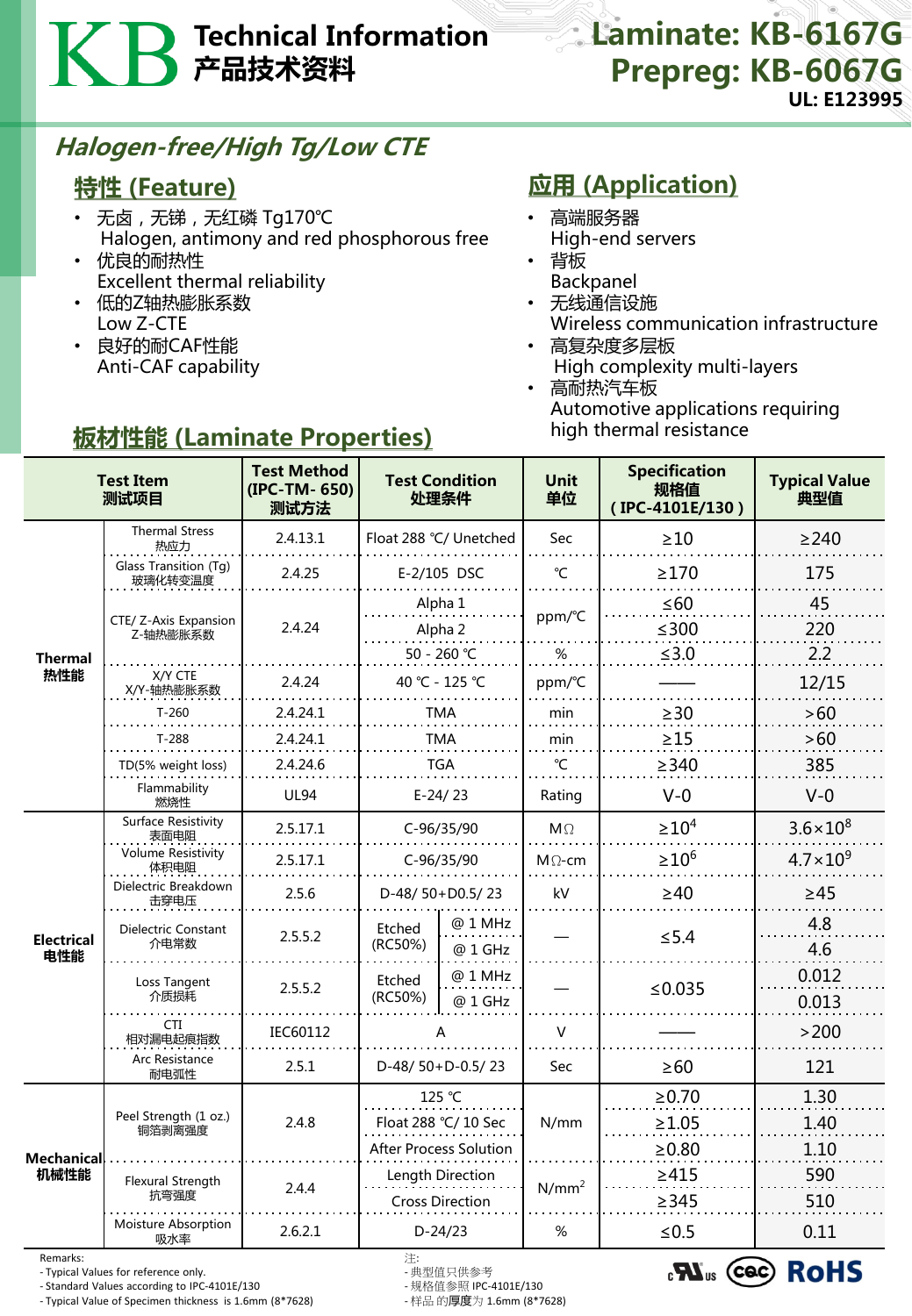# KB Technical Information 产品技术资料

**Laminate: KB-6167G**
**Prepreg: KB-6067G**
**UL: E123995**

## *Halogen-free/High Tg/Low CTE*

## 特性 (Feature)

- 无卤，无锑，无红磷 Tg170℃
  Halogen, antimony and red phosphorous free
- 优良的耐热性
  Excellent thermal reliability
- 低的Z轴热膨胀系数
  Low Z-CTE
- 良好的耐CAF性能
  Anti-CAF capability

## 应用 (Application)

- 高端服务器
  High-end servers
- 背板
  Backpanel
- 无线通信设施
  Wireless communication infrastructure
- 高复杂度多层板
  High complexity multi-layers
- 高耐热汽车板
  Automotive applications requiring high thermal resistance

## 板材性能 (Laminate Properties)

| | Test Item 测试项目 | Test Method (IPC-TM- 650) 测试方法 | Test Condition 处理条件 | | Unit 单位 | Specification 规格值 (IPC-4101E/130) | Typical Value 典型值 |
|---|---|---|---|---|---|---|---|
| Thermal 热性能 | Thermal Stress 热应力 | 2.4.13.1 | Float 288 ℃/ Unetched | | Sec | ≥10 | ≥240 |
| | Glass Transition (Tg) 玻璃化转变温度 | 2.4.25 | E-2/105 DSC | | ℃ | ≥170 | 175 |
| | CTE/ Z-Axis Expansion Z-轴热膨胀系数 | 2.4.24 | Alpha 1 | | ppm/℃ | ≤60 | 45 |
| | | | Alpha 2 | | ppm/℃ | ≤300 | 220 |
| | | | 50 - 260 ℃ | | % | ≤3.0 | 2.2 |
| | X/Y CTE X/Y-轴热膨胀系数 | 2.4.24 | 40 ℃ - 125 ℃ | | ppm/℃ | —— | 12/15 |
| | T-260 | 2.4.24.1 | TMA | | min | ≥30 | >60 |
| | T-288 | 2.4.24.1 | TMA | | min | ≥15 | >60 |
| | TD(5% weight loss) | 2.4.24.6 | TGA | | ℃ | ≥340 | 385 |
| | Flammability 燃烧性 | UL94 | E-24/ 23 | | Rating | V-0 | V-0 |
| Electrical 电性能 | Surface Resistivity 表面电阻 | 2.5.17.1 | C-96/35/90 | | MΩ | $\geq 10^{4}$ | $3.6\times10^{8}$ |
| | Volume Resistivity 体积电阻 | 2.5.17.1 | C-96/35/90 | | MΩ-cm | $\geq 10^{6}$ | $4.7\times10^{9}$ |
| | Dielectric Breakdown 击穿电压 | 2.5.6 | D-48/ 50+D0.5/ 23 | | kV | ≥40 | ≥45 |
| | Dielectric Constant 介电常数 | 2.5.5.2 | Etched (RC50%) | @ 1 MHz | — | ≤5.4 | 4.8 |
| | | | | @ 1 GHz | — | ≤5.4 | 4.6 |
| | Loss Tangent 介质损耗 | 2.5.5.2 | Etched (RC50%) | @ 1 MHz | — | ≤0.035 | 0.012 |
| | | | | @ 1 GHz | — | ≤0.035 | 0.013 |
| | CTI 相对漏电起痕指数 | IEC60112 | A | | V | —— | >200 |
| | Arc Resistance 耐电弧性 | 2.5.1 | D-48/ 50+D-0.5/ 23 | | Sec | ≥60 | 121 |
| Mechanical 机械性能 | Peel Strength (1 oz.) 铜箔剥离强度 | 2.4.8 | 125 ℃ | | N/mm | ≥0.70 | 1.30 |
| | | | Float 288 ℃/ 10 Sec | | N/mm | ≥1.05 | 1.40 |
| | | | After Process Solution | | N/mm | ≥0.80 | 1.10 |
| | Flexural Strength 抗弯强度 | 2.4.4 | Length Direction | | $N/mm^2$ | ≥415 | 590 |
| | | | Cross Direction | | $N/mm^2$ | ≥345 | 510 |
| | Moisture Absorption 吸水率 | 2.6.2.1 | D-24/23 | | % | ≤0.5 | 0.11 |

Remarks:
- Typical Values for reference only.
- Standard Values according to IPC-4101E/130
- Typical Value of Specimen thickness is 1.6mm (8*7628)

注:
- 典型值只供参考
- 规格值参照 IPC-4101E/130
- 样品的厚度为 1.6mm (8*7628)

UL CQC RoHS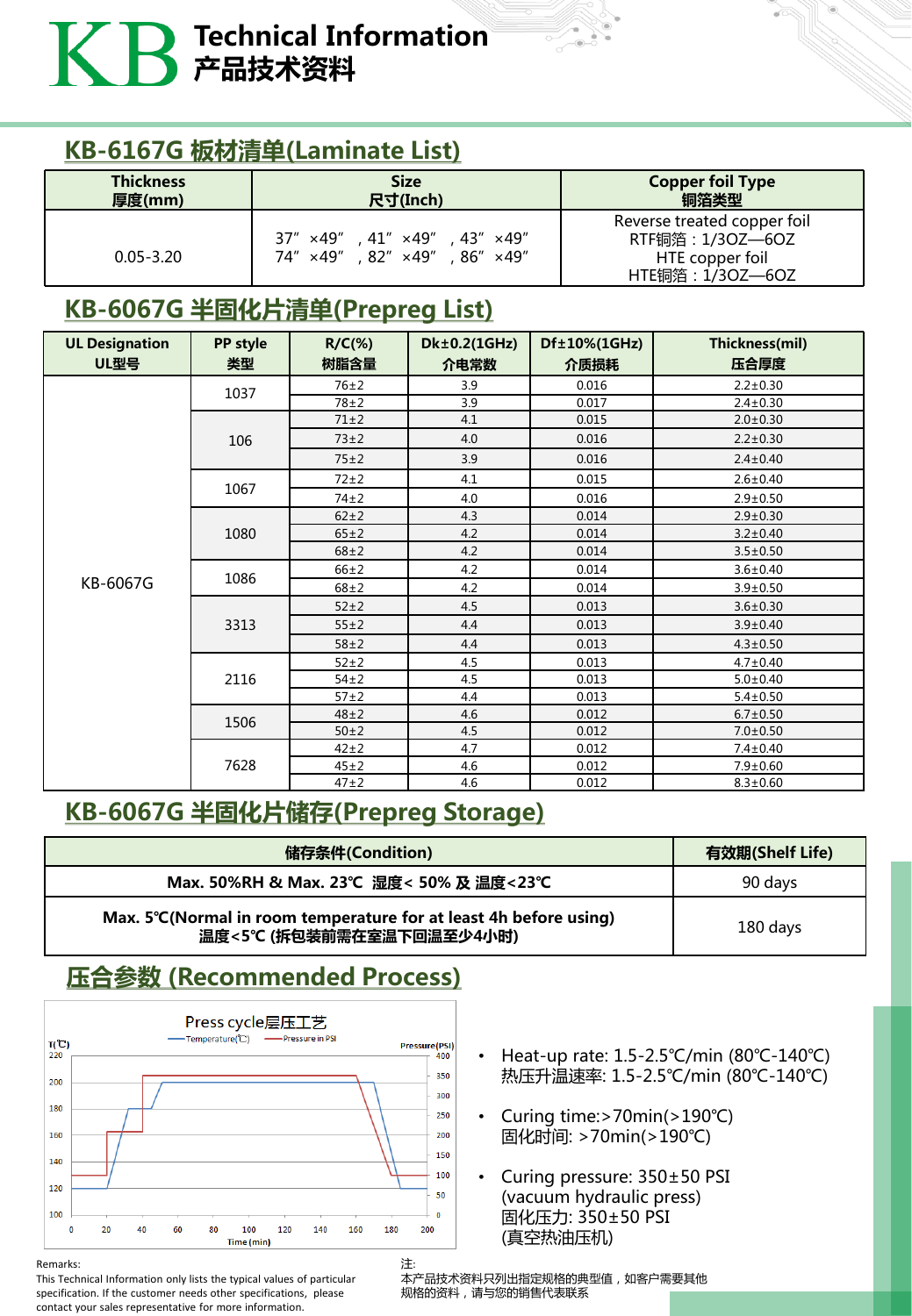# KB Technical Information 产品技术资料

## KB-6167G 板材清单(Laminate List)

| Thickness 厚度(mm) | Size 尺寸(Inch) | Copper foil Type 铜箔类型 |
|---|---|---|
| 0.05-3.20 | 37″ ×49″ ，41″ ×49″ ，43″ ×49″ 74″ ×49″ ，82″ ×49″ ，86″ ×49″ | Reverse treated copper foil RTF铜箔：1/3OZ—6OZ HTE copper foil HTE铜箔：1/3OZ—6OZ |

## KB-6067G 半固化片清单(Prepreg List)

| UL Designation UL型号 | PP style 类型 | R/C(%) 树脂含量 | Dk±0.2(1GHz) 介电常数 | Df±10%(1GHz) 介质损耗 | Thickness(mil) 压合厚度 |
|---|---|---|---|---|---|
| KB-6067G | 1037 | 76±2 | 3.9 | 0.016 | 2.2±0.30 |
| | | 78±2 | 3.9 | 0.017 | 2.4±0.30 |
| | 106 | 71±2 | 4.1 | 0.015 | 2.0±0.30 |
| | | 73±2 | 4.0 | 0.016 | 2.2±0.30 |
| | | 75±2 | 3.9 | 0.016 | 2.4±0.40 |
| | 1067 | 72±2 | 4.1 | 0.015 | 2.6±0.40 |
| | | 74±2 | 4.0 | 0.016 | 2.9±0.50 |
| | 1080 | 62±2 | 4.3 | 0.014 | 2.9±0.30 |
| | | 65±2 | 4.2 | 0.014 | 3.2±0.40 |
| | | 68±2 | 4.2 | 0.014 | 3.5±0.50 |
| | 1086 | 66±2 | 4.2 | 0.014 | 3.6±0.40 |
| | | 68±2 | 4.2 | 0.014 | 3.9±0.50 |
| | 3313 | 52±2 | 4.5 | 0.013 | 3.6±0.30 |
| | | 55±2 | 4.4 | 0.013 | 3.9±0.40 |
| | | 58±2 | 4.4 | 0.013 | 4.3±0.50 |
| | 2116 | 52±2 | 4.5 | 0.013 | 4.7±0.40 |
| | | 54±2 | 4.5 | 0.013 | 5.0±0.40 |
| | | 57±2 | 4.4 | 0.013 | 5.4±0.50 |
| | 1506 | 48±2 | 4.6 | 0.012 | 6.7±0.50 |
| | | 50±2 | 4.5 | 0.012 | 7.0±0.50 |
| | 7628 | 42±2 | 4.7 | 0.012 | 7.4±0.40 |
| | | 45±2 | 4.6 | 0.012 | 7.9±0.60 |
| | | 47±2 | 4.6 | 0.012 | 8.3±0.60 |

## KB-6067G 半固化片储存(Prepreg Storage)

| 储存条件(Condition) | 有效期(Shelf Life) |
|---|---|
| Max. 50%RH & Max. 23℃ 湿度< 50% 及 温度<23℃ | 90 days |
| Max. 5℃(Normal in room temperature for at least 4h before using) 温度<5℃ (拆包装前需在室温下回温至少4小时) | 180 days |

## 压合参数 (Recommended Process)

Press cycle层压工艺

Temperature(℃)
Pressure in PSI

T(℃)
220
200
180
160
140
120
100

Pressure(PSI)
400
350
300
250
200
150
100
50
0

0 20 40 60 80 100 120 140 160 180 200
Time (min)

- Heat-up rate: 1.5-2.5℃/min (80℃-140℃)
  热压升温速率: 1.5-2.5℃/min (80℃-140℃)
- Curing time:>70min(>190℃)
  固化时间: >70min(>190℃)
- Curing pressure: 350±50 PSI
  (vacuum hydraulic press)
  固化压力: 350±50 PSI
  (真空热油压机)

Remarks:
This Technical Information only lists the typical values of particular specification. If the customer needs other specifications, please contact your sales representative for more information.

注:
本产品技术资料只列出指定规格的典型值，如客户需要其他规格的资料，请与您的销售代表联系